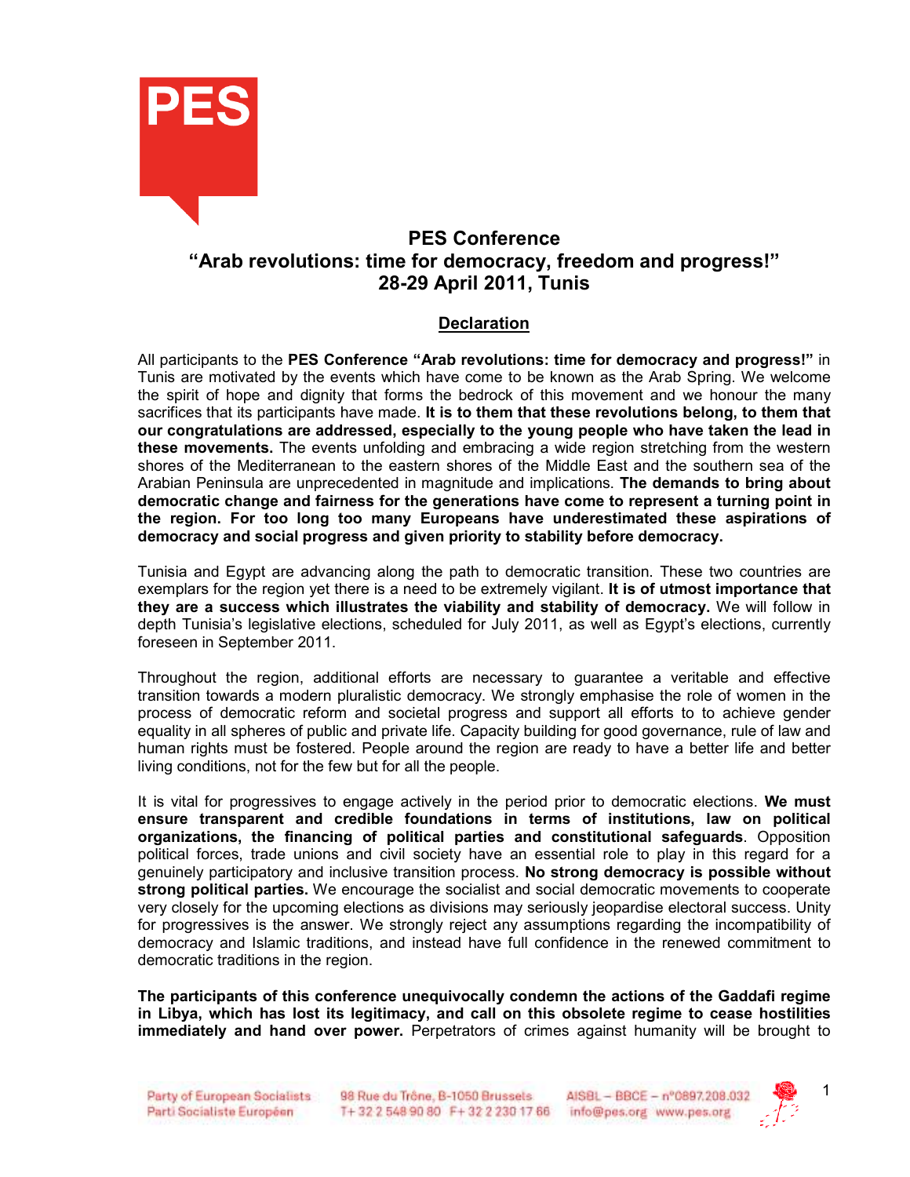PES

# PES Conference
# "Arab revolutions: time for democracy, freedom and progress!"
# 28-29 April 2011, Tunis

## Declaration

All participants to the **PES Conference "Arab revolutions: time for democracy and progress!"** in Tunis are motivated by the events which have come to be known as the Arab Spring. We welcome the spirit of hope and dignity that forms the bedrock of this movement and we honour the many sacrifices that its participants have made. **It is to them that these revolutions belong, to them that our congratulations are addressed, especially to the young people who have taken the lead in these movements.** The events unfolding and embracing a wide region stretching from the western shores of the Mediterranean to the eastern shores of the Middle East and the southern sea of the Arabian Peninsula are unprecedented in magnitude and implications. **The demands to bring about democratic change and fairness for the generations have come to represent a turning point in the region. For too long too many Europeans have underestimated these aspirations of democracy and social progress and given priority to stability before democracy.**

Tunisia and Egypt are advancing along the path to democratic transition. These two countries are exemplars for the region yet there is a need to be extremely vigilant. **It is of utmost importance that they are a success which illustrates the viability and stability of democracy.** We will follow in depth Tunisia's legislative elections, scheduled for July 2011, as well as Egypt's elections, currently foreseen in September 2011.

Throughout the region, additional efforts are necessary to guarantee a veritable and effective transition towards a modern pluralistic democracy. We strongly emphasise the role of women in the process of democratic reform and societal progress and support all efforts to to achieve gender equality in all spheres of public and private life. Capacity building for good governance, rule of law and human rights must be fostered. People around the region are ready to have a better life and better living conditions, not for the few but for all the people.

It is vital for progressives to engage actively in the period prior to democratic elections. **We must ensure transparent and credible foundations in terms of institutions, law on political organizations, the financing of political parties and constitutional safeguards**. Opposition political forces, trade unions and civil society have an essential role to play in this regard for a genuinely participatory and inclusive transition process. **No strong democracy is possible without strong political parties.** We encourage the socialist and social democratic movements to cooperate very closely for the upcoming elections as divisions may seriously jeopardise electoral success. Unity for progressives is the answer. We strongly reject any assumptions regarding the incompatibility of democracy and Islamic traditions, and instead have full confidence in the renewed commitment to democratic traditions in the region.

**The participants of this conference unequivocally condemn the actions of the Gaddafi regime in Libya, which has lost its legitimacy, and call on this obsolete regime to cease hostilities immediately and hand over power.** Perpetrators of crimes against humanity will be brought to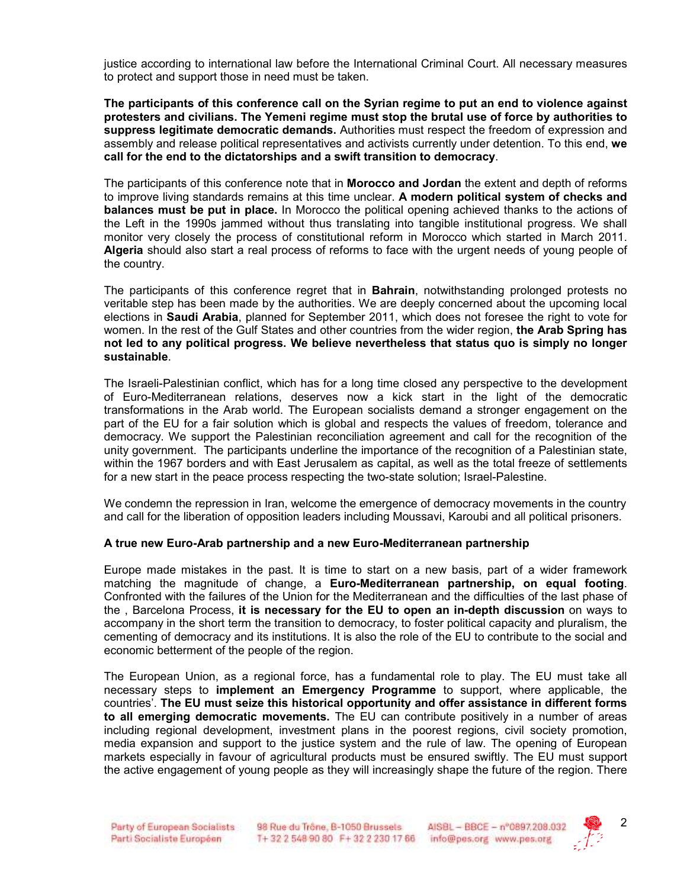justice according to international law before the International Criminal Court. All necessary measures to protect and support those in need must be taken.

**The participants of this conference call on the Syrian regime to put an end to violence against protesters and civilians. The Yemeni regime must stop the brutal use of force by authorities to suppress legitimate democratic demands.** Authorities must respect the freedom of expression and assembly and release political representatives and activists currently under detention. To this end, **we call for the end to the dictatorships and a swift transition to democracy**.

The participants of this conference note that in **Morocco and Jordan** the extent and depth of reforms to improve living standards remains at this time unclear. **A modern political system of checks and balances must be put in place.** In Morocco the political opening achieved thanks to the actions of the Left in the 1990s jammed without thus translating into tangible institutional progress. We shall monitor very closely the process of constitutional reform in Morocco which started in March 2011. **Algeria** should also start a real process of reforms to face with the urgent needs of young people of the country.

The participants of this conference regret that in **Bahrain**, notwithstanding prolonged protests no veritable step has been made by the authorities. We are deeply concerned about the upcoming local elections in **Saudi Arabia**, planned for September 2011, which does not foresee the right to vote for women. In the rest of the Gulf States and other countries from the wider region, **the Arab Spring has not led to any political progress. We believe nevertheless that status quo is simply no longer sustainable**.

The Israeli-Palestinian conflict, which has for a long time closed any perspective to the development of Euro-Mediterranean relations, deserves now a kick start in the light of the democratic transformations in the Arab world. The European socialists demand a stronger engagement on the part of the EU for a fair solution which is global and respects the values of freedom, tolerance and democracy. We support the Palestinian reconciliation agreement and call for the recognition of the unity government. The participants underline the importance of the recognition of a Palestinian state, within the 1967 borders and with East Jerusalem as capital, as well as the total freeze of settlements for a new start in the peace process respecting the two-state solution; Israel-Palestine.

We condemn the repression in Iran, welcome the emergence of democracy movements in the country and call for the liberation of opposition leaders including Moussavi, Karoubi and all political prisoners.

**A true new Euro-Arab partnership and a new Euro-Mediterranean partnership**

Europe made mistakes in the past. It is time to start on a new basis, part of a wider framework matching the magnitude of change, a **Euro-Mediterranean partnership, on equal footing**. Confronted with the failures of the Union for the Mediterranean and the difficulties of the last phase of the , Barcelona Process, **it is necessary for the EU to open an in-depth discussion** on ways to accompany in the short term the transition to democracy, to foster political capacity and pluralism, the cementing of democracy and its institutions. It is also the role of the EU to contribute to the social and economic betterment of the people of the region.

The European Union, as a regional force, has a fundamental role to play. The EU must take all necessary steps to **implement an Emergency Programme** to support, where applicable, the countries'. **The EU must seize this historical opportunity and offer assistance in different forms to all emerging democratic movements.** The EU can contribute positively in a number of areas including regional development, investment plans in the poorest regions, civil society promotion, media expansion and support to the justice system and the rule of law. The opening of European markets especially in favour of agricultural products must be ensured swiftly. The EU must support the active engagement of young people as they will increasingly shape the future of the region. There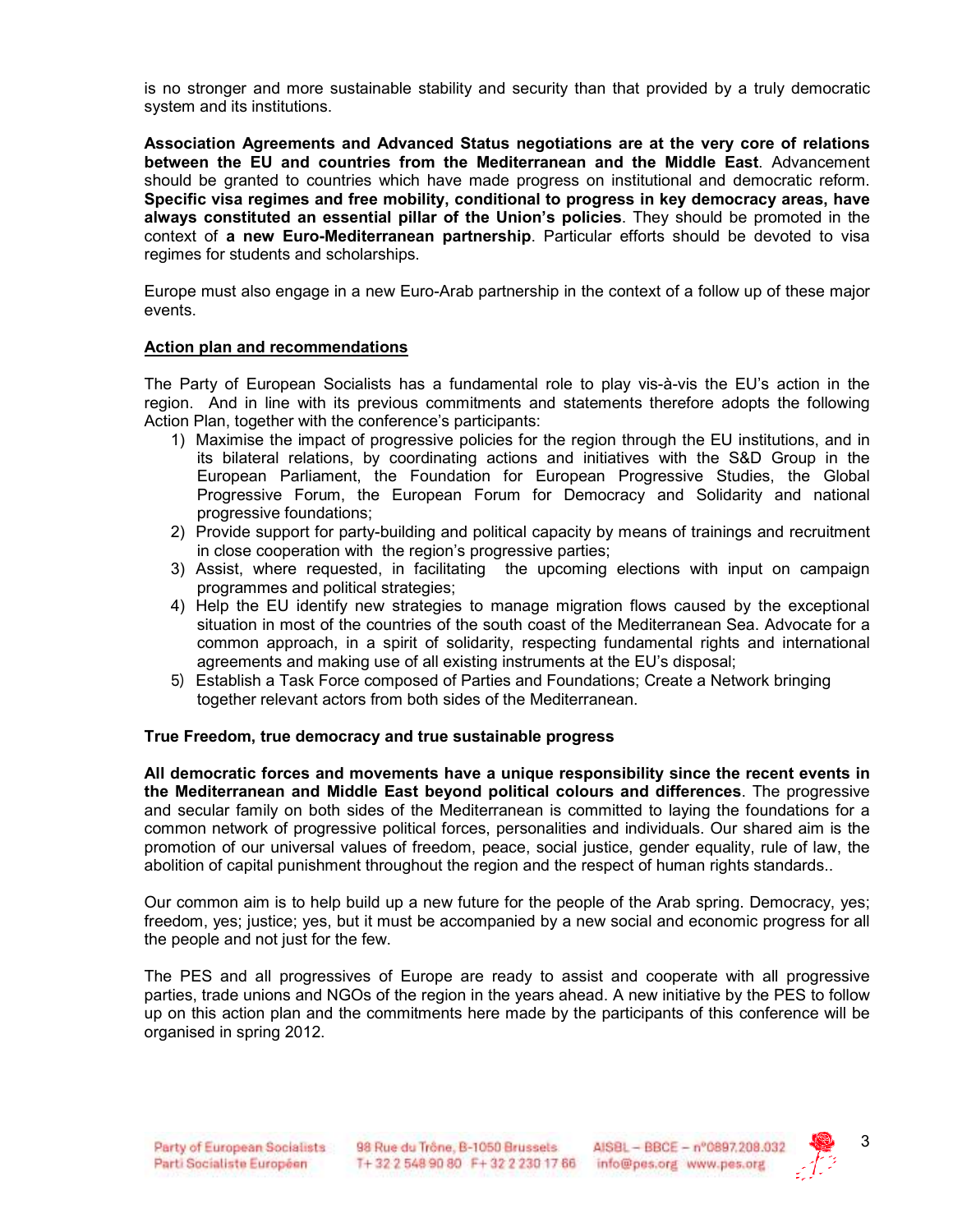is no stronger and more sustainable stability and security than that provided by a truly democratic system and its institutions.

**Association Agreements and Advanced Status negotiations are at the very core of relations between the EU and countries from the Mediterranean and the Middle East**. Advancement should be granted to countries which have made progress on institutional and democratic reform. **Specific visa regimes and free mobility, conditional to progress in key democracy areas, have always constituted an essential pillar of the Union's policies**. They should be promoted in the context of **a new Euro-Mediterranean partnership**. Particular efforts should be devoted to visa regimes for students and scholarships.

Europe must also engage in a new Euro-Arab partnership in the context of a follow up of these major events.

**<u>Action plan and recommendations</u>**

The Party of European Socialists has a fundamental role to play vis-à-vis the EU's action in the region. And in line with its previous commitments and statements therefore adopts the following Action Plan, together with the conference's participants:

1) Maximise the impact of progressive policies for the region through the EU institutions, and in its bilateral relations, by coordinating actions and initiatives with the S&D Group in the European Parliament, the Foundation for European Progressive Studies, the Global Progressive Forum, the European Forum for Democracy and Solidarity and national progressive foundations;
2) Provide support for party-building and political capacity by means of trainings and recruitment in close cooperation with the region's progressive parties;
3) Assist, where requested, in facilitating the upcoming elections with input on campaign programmes and political strategies;
4) Help the EU identify new strategies to manage migration flows caused by the exceptional situation in most of the countries of the south coast of the Mediterranean Sea. Advocate for a common approach, in a spirit of solidarity, respecting fundamental rights and international agreements and making use of all existing instruments at the EU's disposal;
5) Establish a Task Force composed of Parties and Foundations; Create a Network bringing together relevant actors from both sides of the Mediterranean.

**True Freedom, true democracy and true sustainable progress**

**All democratic forces and movements have a unique responsibility since the recent events in the Mediterranean and Middle East beyond political colours and differences**. The progressive and secular family on both sides of the Mediterranean is committed to laying the foundations for a common network of progressive political forces, personalities and individuals. Our shared aim is the promotion of our universal values of freedom, peace, social justice, gender equality, rule of law, the abolition of capital punishment throughout the region and the respect of human rights standards..

Our common aim is to help build up a new future for the people of the Arab spring. Democracy, yes; freedom, yes; justice; yes, but it must be accompanied by a new social and economic progress for all the people and not just for the few.

The PES and all progressives of Europe are ready to assist and cooperate with all progressive parties, trade unions and NGOs of the region in the years ahead. A new initiative by the PES to follow up on this action plan and the commitments here made by the participants of this conference will be organised in spring 2012.